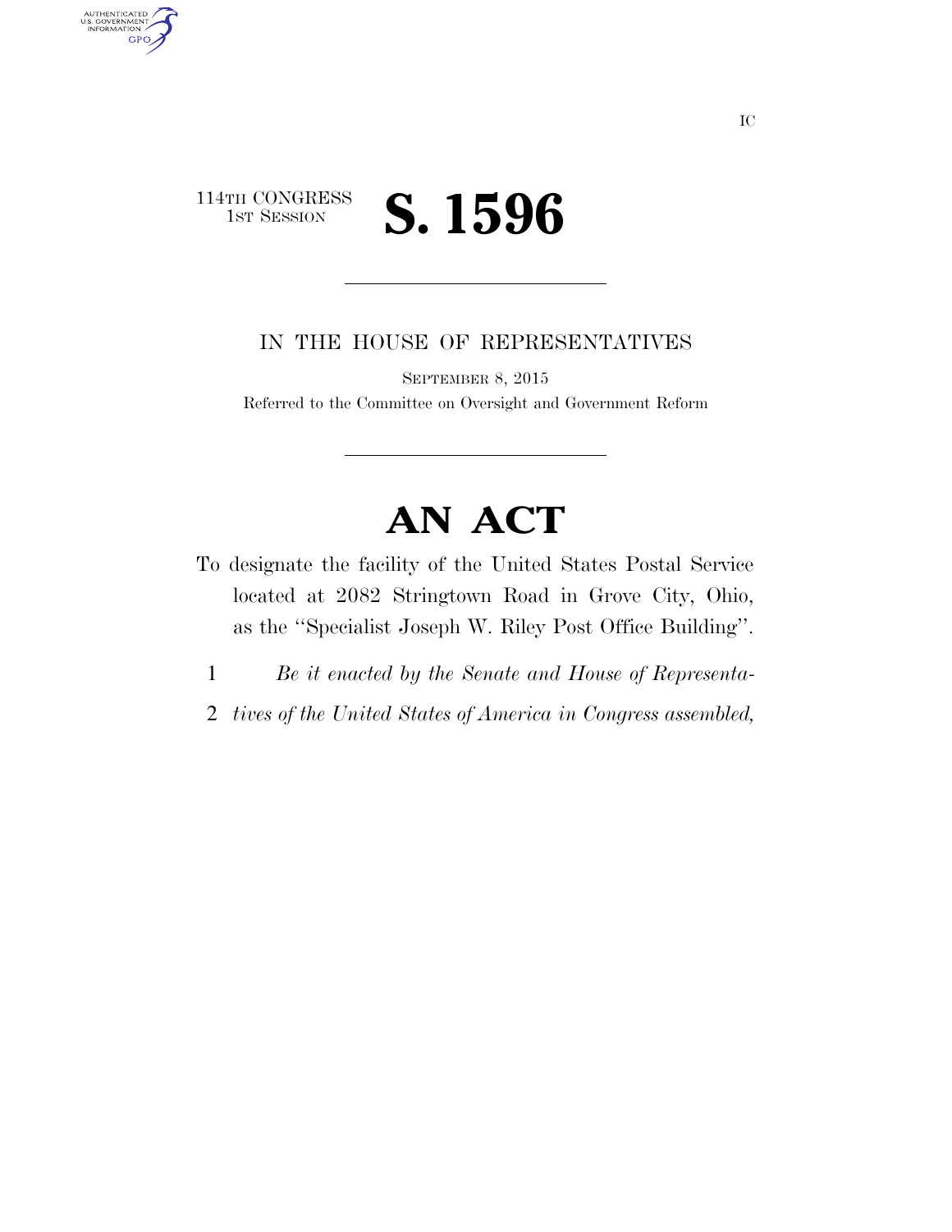IC

114TH CONGRESS
1ST SESSION

# S. 1596

IN THE HOUSE OF REPRESENTATIVES

SEPTEMBER 8, 2015

Referred to the Committee on Oversight and Government Reform

# AN ACT

To designate the facility of the United States Postal Service located at 2082 Stringtown Road in Grove City, Ohio, as the "Specialist Joseph W. Riley Post Office Building".

1 *Be it enacted by the Senate and House of Representa-*
2 *tives of the United States of America in Congress assembled,*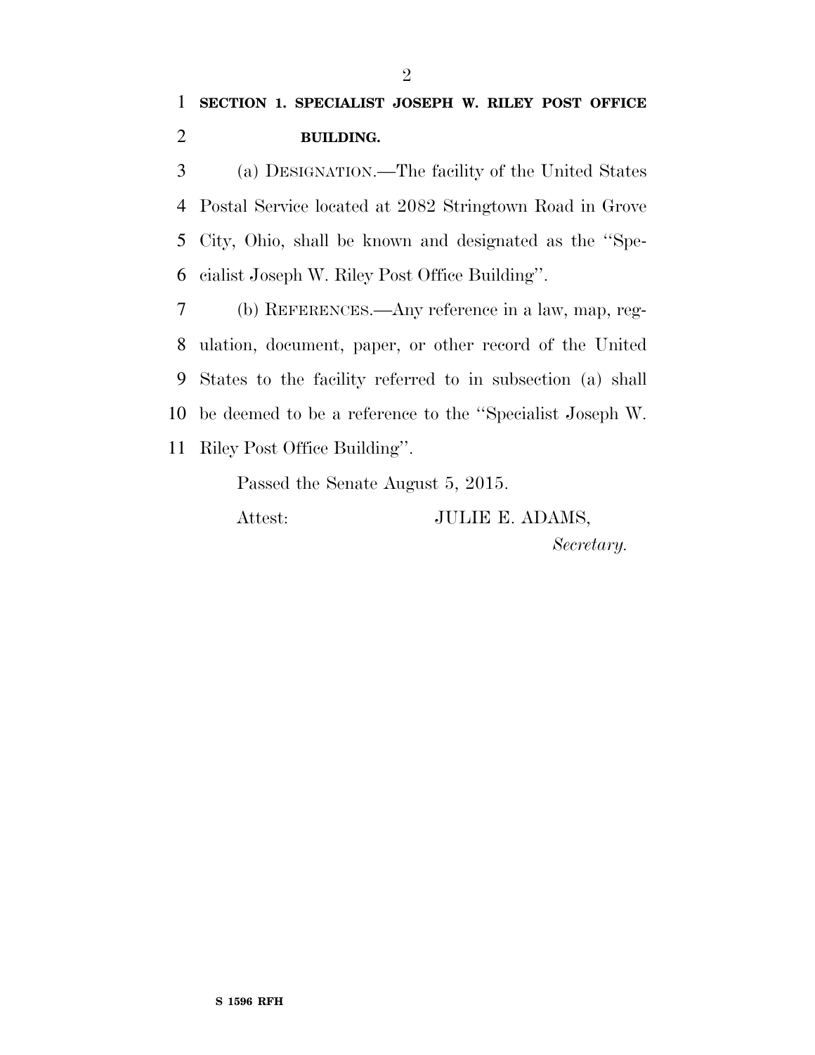**SECTION 1. SPECIALIST JOSEPH W. RILEY POST OFFICE BUILDING.**

(a) DESIGNATION.—The facility of the United States Postal Service located at 2082 Stringtown Road in Grove City, Ohio, shall be known and designated as the "Specialist Joseph W. Riley Post Office Building".

(b) REFERENCES.—Any reference in a law, map, regulation, document, paper, or other record of the United States to the facility referred to in subsection (a) shall be deemed to be a reference to the "Specialist Joseph W. Riley Post Office Building".

Passed the Senate August 5, 2015.

Attest: JULIE E. ADAMS,

*Secretary.*

S 1596 RFH